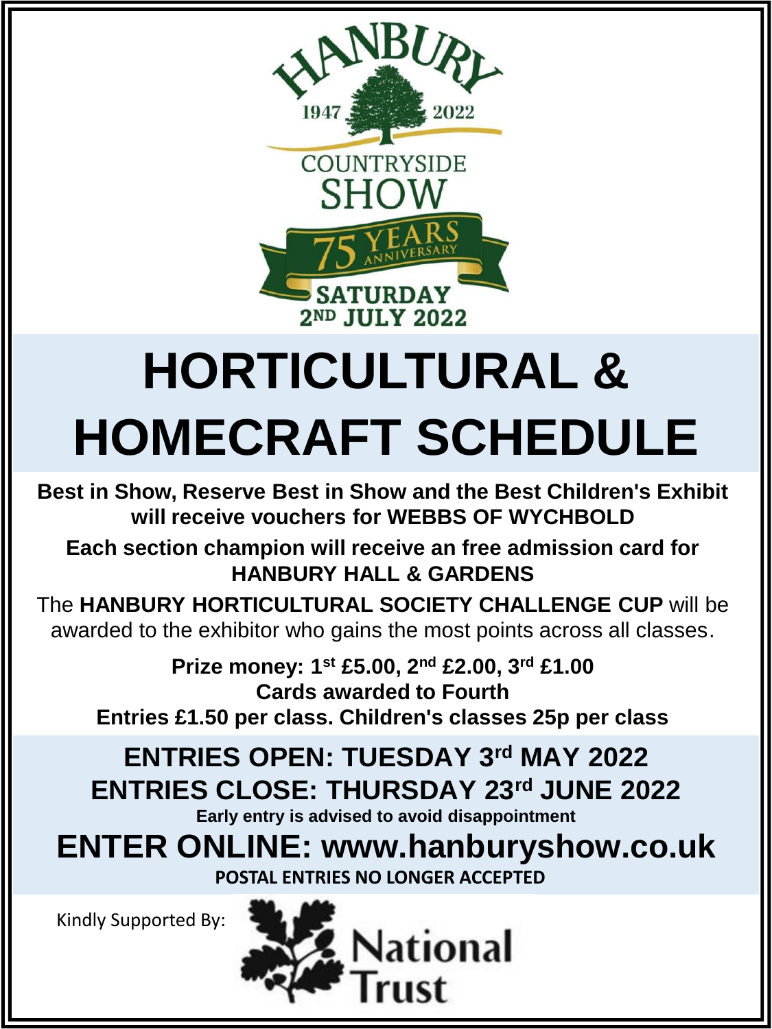HANBURY

1947 2022

COUNTRYSIDE SHOW

75 YEARS ANNIVERSARY

SATURDAY 2ND JULY 2022

# HORTICULTURAL & HOMECRAFT SCHEDULE

**Best in Show, Reserve Best in Show and the Best Children's Exhibit will receive vouchers for WEBBS OF WYCHBOLD**

**Each section champion will receive an free admission card for HANBURY HALL & GARDENS**

The **HANBURY HORTICULTURAL SOCIETY CHALLENGE CUP** will be awarded to the exhibitor who gains the most points across all classes.

**Prize money: 1st £5.00, 2nd £2.00, 3rd £1.00**

**Cards awarded to Fourth**

**Entries £1.50 per class. Children's classes 25p per class**

## ENTRIES OPEN: TUESDAY 3rd MAY 2022

## ENTRIES CLOSE: THURSDAY 23rd JUNE 2022

**Early entry is advised to avoid disappointment**

# ENTER ONLINE: www.hanburyshow.co.uk

**POSTAL ENTRIES NO LONGER ACCEPTED**

Kindly Supported By: National Trust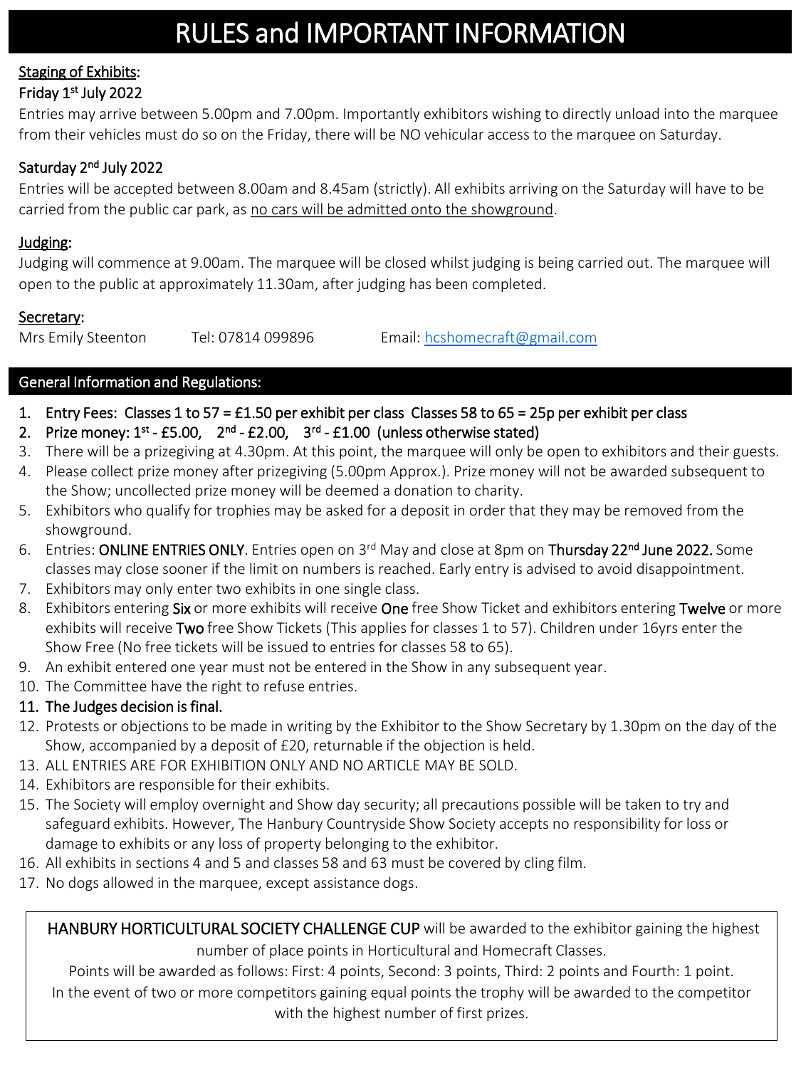# RULES and IMPORTANT INFORMATION

## Staging of Exhibits:

### Friday 1st July 2022

Entries may arrive between 5.00pm and 7.00pm. Importantly exhibitors wishing to directly unload into the marquee from their vehicles must do so on the Friday, there will be NO vehicular access to the marquee on Saturday.

### Saturday 2nd July 2022

Entries will be accepted between 8.00am and 8.45am (strictly). All exhibits arriving on the Saturday will have to be carried from the public car park, as no cars will be admitted onto the showground.

## Judging:

Judging will commence at 9.00am. The marquee will be closed whilst judging is being carried out. The marquee will open to the public at approximately 11.30am, after judging has been completed.

## Secretary:

Mrs Emily Steenton Tel: 07814 099896 Email: hcshomecraft@gmail.com

## General Information and Regulations:

1. **Entry Fees: Classes 1 to 57 = £1.50 per exhibit per class Classes 58 to 65 = 25p per exhibit per class**
2. **Prize money: 1st - £5.00, 2nd - £2.00, 3rd - £1.00 (unless otherwise stated)**
3. There will be a prizegiving at 4.30pm. At this point, the marquee will only be open to exhibitors and their guests.
4. Please collect prize money after prizegiving (5.00pm Approx.). Prize money will not be awarded subsequent to the Show; uncollected prize money will be deemed a donation to charity.
5. Exhibitors who qualify for trophies may be asked for a deposit in order that they may be removed from the showground.
6. Entries: **ONLINE ENTRIES ONLY**. Entries open on 3rd May and close at 8pm on **Thursday 22nd June 2022.** Some classes may close sooner if the limit on numbers is reached. Early entry is advised to avoid disappointment.
7. Exhibitors may only enter two exhibits in one single class.
8. Exhibitors entering **Six** or more exhibits will receive **One** free Show Ticket and exhibitors entering **Twelve** or more exhibits will receive **Two** free Show Tickets (This applies for classes 1 to 57). Children under 16yrs enter the Show Free (No free tickets will be issued to entries for classes 58 to 65).
9. An exhibit entered one year must not be entered in the Show in any subsequent year.
10. The Committee have the right to refuse entries.
11. **The Judges decision is final.**
12. Protests or objections to be made in writing by the Exhibitor to the Show Secretary by 1.30pm on the day of the Show, accompanied by a deposit of £20, returnable if the objection is held.
13. ALL ENTRIES ARE FOR EXHIBITION ONLY AND NO ARTICLE MAY BE SOLD.
14. Exhibitors are responsible for their exhibits.
15. The Society will employ overnight and Show day security; all precautions possible will be taken to try and safeguard exhibits. However, The Hanbury Countryside Show Society accepts no responsibility for loss or damage to exhibits or any loss of property belonging to the exhibitor.
16. All exhibits in sections 4 and 5 and classes 58 and 63 must be covered by cling film.
17. No dogs allowed in the marquee, except assistance dogs.

**HANBURY HORTICULTURAL SOCIETY CHALLENGE CUP** will be awarded to the exhibitor gaining the highest number of place points in Horticultural and Homecraft Classes.

Points will be awarded as follows: First: 4 points, Second: 3 points, Third: 2 points and Fourth: 1 point.

In the event of two or more competitors gaining equal points the trophy will be awarded to the competitor with the highest number of first prizes.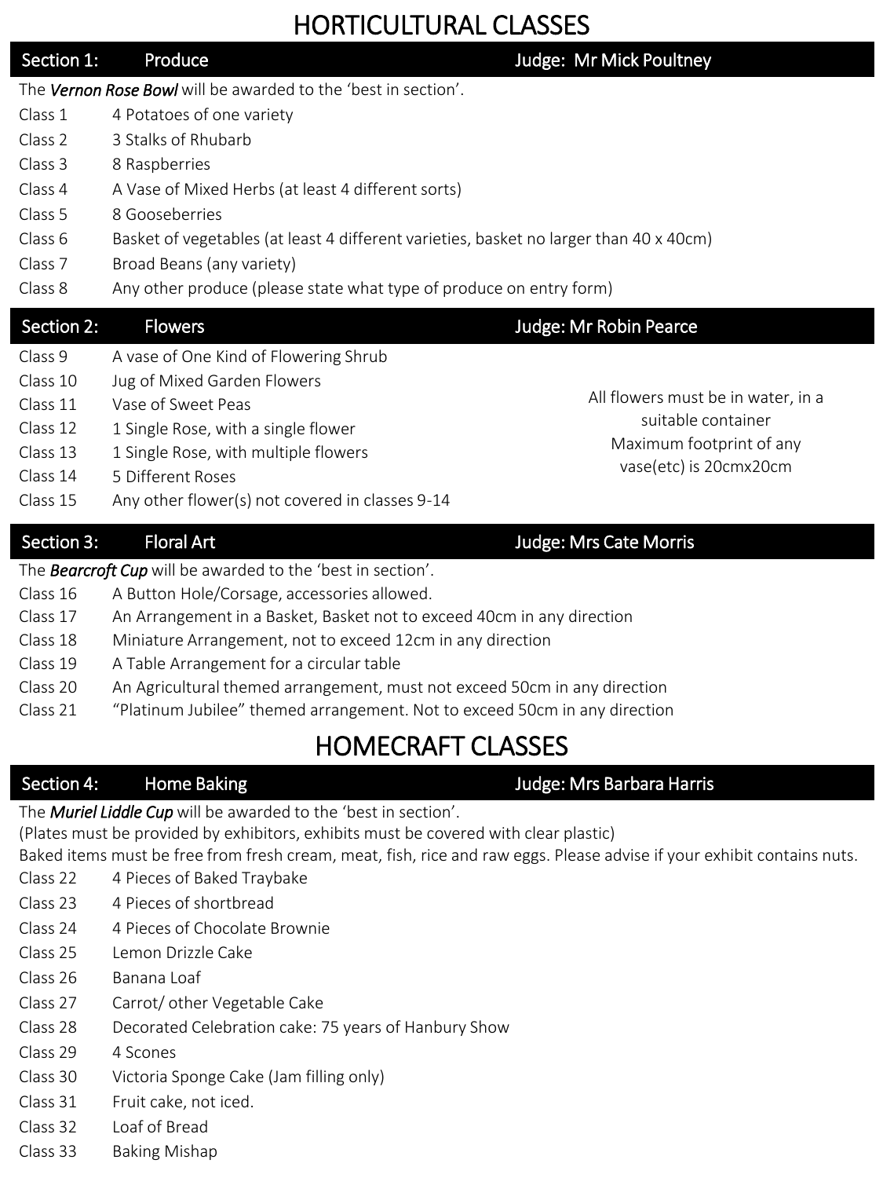# HORTICULTURAL CLASSES

## Section 1: Produce — Judge: Mr Mick Poultney

The ***Vernon Rose Bowl*** will be awarded to the 'best in section'.

| | |
|---|---|
| Class 1 | 4 Potatoes of one variety |
| Class 2 | 3 Stalks of Rhubarb |
| Class 3 | 8 Raspberries |
| Class 4 | A Vase of Mixed Herbs (at least 4 different sorts) |
| Class 5 | 8 Gooseberries |
| Class 6 | Basket of vegetables (at least 4 different varieties, basket no larger than 40 x 40cm) |
| Class 7 | Broad Beans (any variety) |
| Class 8 | Any other produce (please state what type of produce on entry form) |

## Section 2: Flowers — Judge: Mr Robin Pearce

| | |
|---|---|
| Class 9 | A vase of One Kind of Flowering Shrub |
| Class 10 | Jug of Mixed Garden Flowers |
| Class 11 | Vase of Sweet Peas |
| Class 12 | 1 Single Rose, with a single flower |
| Class 13 | 1 Single Rose, with multiple flowers |
| Class 14 | 5 Different Roses |
| Class 15 | Any other flower(s) not covered in classes 9-14 |

All flowers must be in water, in a suitable container
Maximum footprint of any vase(etc) is 20cmx20cm

## Section 3: Floral Art — Judge: Mrs Cate Morris

The ***Bearcroft Cup*** will be awarded to the 'best in section'.

| | |
|---|---|
| Class 16 | A Button Hole/Corsage, accessories allowed. |
| Class 17 | An Arrangement in a Basket, Basket not to exceed 40cm in any direction |
| Class 18 | Miniature Arrangement, not to exceed 12cm in any direction |
| Class 19 | A Table Arrangement for a circular table |
| Class 20 | An Agricultural themed arrangement, must not exceed 50cm in any direction |
| Class 21 | "Platinum Jubilee" themed arrangement. Not to exceed 50cm in any direction |

# HOMECRAFT CLASSES

## Section 4: Home Baking — Judge: Mrs Barbara Harris

The ***Muriel Liddle Cup*** will be awarded to the 'best in section'.
(Plates must be provided by exhibitors, exhibits must be covered with clear plastic)
Baked items must be free from fresh cream, meat, fish, rice and raw eggs. Please advise if your exhibit contains nuts.

| | |
|---|---|
| Class 22 | 4 Pieces of Baked Traybake |
| Class 23 | 4 Pieces of shortbread |
| Class 24 | 4 Pieces of Chocolate Brownie |
| Class 25 | Lemon Drizzle Cake |
| Class 26 | Banana Loaf |
| Class 27 | Carrot/ other Vegetable Cake |
| Class 28 | Decorated Celebration cake: 75 years of Hanbury Show |
| Class 29 | 4 Scones |
| Class 30 | Victoria Sponge Cake (Jam filling only) |
| Class 31 | Fruit cake, not iced. |
| Class 32 | Loaf of Bread |
| Class 33 | Baking Mishap |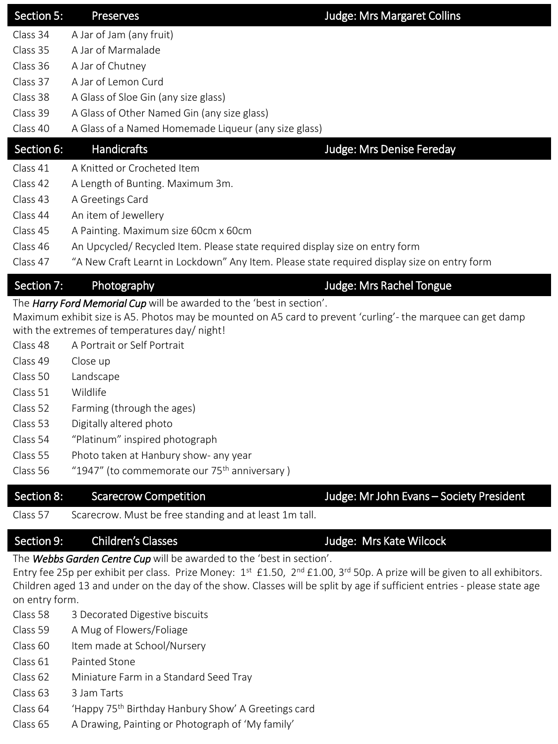## Section 5: Preserves — Judge: Mrs Margaret Collins

Class 34 A Jar of Jam (any fruit)
Class 35 A Jar of Marmalade
Class 36 A Jar of Chutney
Class 37 A Jar of Lemon Curd
Class 38 A Glass of Sloe Gin (any size glass)
Class 39 A Glass of Other Named Gin (any size glass)
Class 40 A Glass of a Named Homemade Liqueur (any size glass)

## Section 6: Handicrafts — Judge: Mrs Denise Fereday

Class 41 A Knitted or Crocheted Item
Class 42 A Length of Bunting. Maximum 3m.
Class 43 A Greetings Card
Class 44 An item of Jewellery
Class 45 A Painting. Maximum size 60cm x 60cm
Class 46 An Upcycled/ Recycled Item. Please state required display size on entry form
Class 47 "A New Craft Learnt in Lockdown" Any Item. Please state required display size on entry form

## Section 7: Photography — Judge: Mrs Rachel Tongue

The ***Harry Ford Memorial Cup*** will be awarded to the 'best in section'.
Maximum exhibit size is A5. Photos may be mounted on A5 card to prevent 'curling'- the marquee can get damp with the extremes of temperatures day/ night!

Class 48 A Portrait or Self Portrait
Class 49 Close up
Class 50 Landscape
Class 51 Wildlife
Class 52 Farming (through the ages)
Class 53 Digitally altered photo
Class 54 "Platinum" inspired photograph
Class 55 Photo taken at Hanbury show- any year
Class 56 "1947" (to commemorate our 75th anniversary )

## Section 8: Scarecrow Competition — Judge: Mr John Evans – Society President

Class 57 Scarecrow. Must be free standing and at least 1m tall.

## Section 9: Children's Classes — Judge: Mrs Kate Wilcock

The ***Webbs Garden Centre Cup*** will be awarded to the 'best in section'.
Entry fee 25p per exhibit per class. Prize Money: 1st £1.50, 2nd £1.00, 3rd 50p. A prize will be given to all exhibitors. Children aged 13 and under on the day of the show. Classes will be split by age if sufficient entries - please state age on entry form.

Class 58 3 Decorated Digestive biscuits
Class 59 A Mug of Flowers/Foliage
Class 60 Item made at School/Nursery
Class 61 Painted Stone
Class 62 Miniature Farm in a Standard Seed Tray
Class 63 3 Jam Tarts
Class 64 'Happy 75th Birthday Hanbury Show' A Greetings card
Class 65 A Drawing, Painting or Photograph of 'My family'